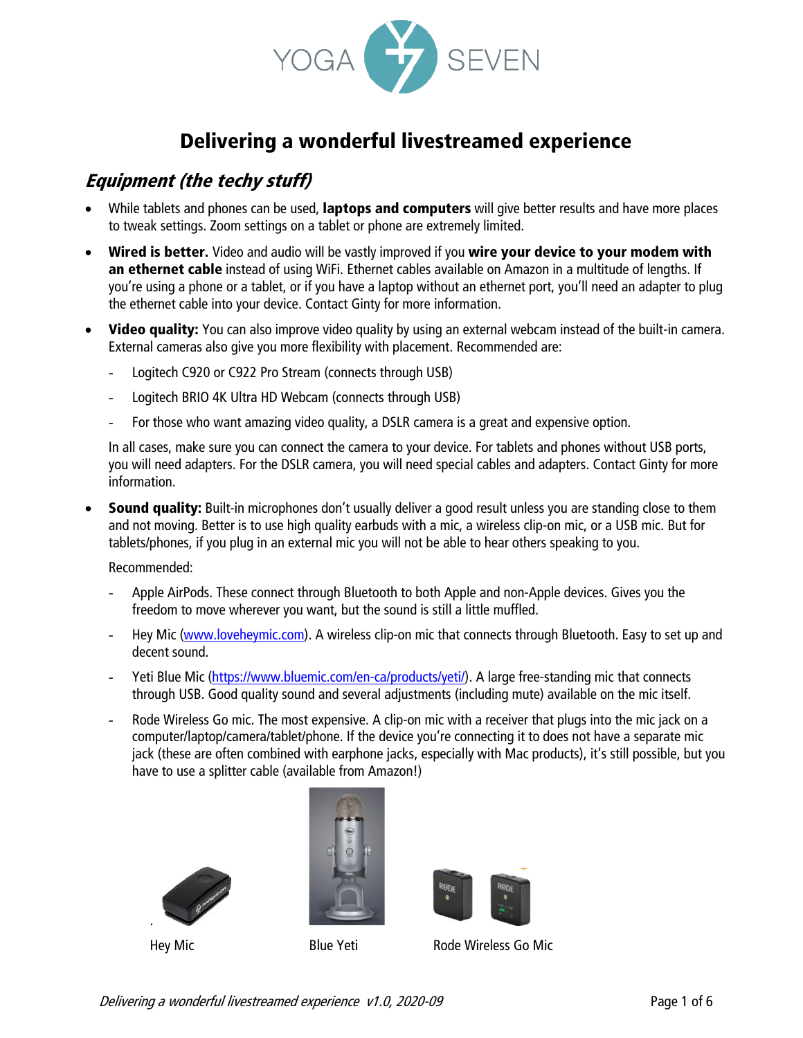# Delivering a wonderful livestreamed experience

## *Equipment (the techy stuff)*

- While tablets and phones can be used, **laptops and computers** will give better results and have more places to tweak settings. Zoom settings on a tablet or phone are extremely limited.
- **Wired is better.** Video and audio will be vastly improved if you **wire your device to your modem with an ethernet cable** instead of using WiFi. Ethernet cables available on Amazon in a multitude of lengths. If you're using a phone or a tablet, or if you have a laptop without an ethernet port, you'll need an adapter to plug the ethernet cable into your device. Contact Ginty for more information.
- **Video quality:** You can also improve video quality by using an external webcam instead of the built-in camera. External cameras also give you more flexibility with placement. Recommended are:
  - Logitech C920 or C922 Pro Stream (connects through USB)
  - Logitech BRIO 4K Ultra HD Webcam (connects through USB)
  - For those who want amazing video quality, a DSLR camera is a great and expensive option.

  In all cases, make sure you can connect the camera to your device. For tablets and phones without USB ports, you will need adapters. For the DSLR camera, you will need special cables and adapters. Contact Ginty for more information.
- **Sound quality:** Built-in microphones don't usually deliver a good result unless you are standing close to them and not moving. Better is to use high quality earbuds with a mic, a wireless clip-on mic, or a USB mic. But for tablets/phones, if you plug in an external mic you will not be able to hear others speaking to you.

  Recommended:
  - Apple AirPods. These connect through Bluetooth to both Apple and non-Apple devices. Gives you the freedom to move wherever you want, but the sound is still a little muffled.
  - Hey Mic (www.loveheymic.com). A wireless clip-on mic that connects through Bluetooth. Easy to set up and decent sound.
  - Yeti Blue Mic (https://www.bluemic.com/en-ca/products/yeti/). A large free-standing mic that connects through USB. Good quality sound and several adjustments (including mute) available on the mic itself.
  - Rode Wireless Go mic. The most expensive. A clip-on mic with a receiver that plugs into the mic jack on a computer/laptop/camera/tablet/phone. If the device you're connecting it to does not have a separate mic jack (these are often combined with earphone jacks, especially with Mac products), it's still possible, but you have to use a splitter cable (available from Amazon!)

Hey Mic

Blue Yeti

Rode Wireless Go Mic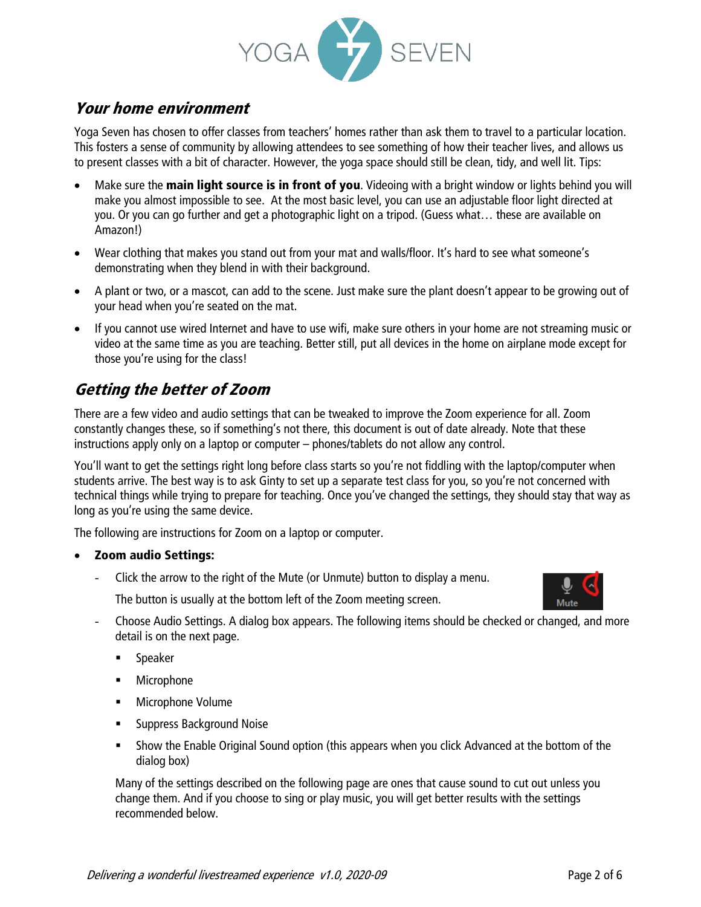## *Your home environment*

Yoga Seven has chosen to offer classes from teachers' homes rather than ask them to travel to a particular location. This fosters a sense of community by allowing attendees to see something of how their teacher lives, and allows us to present classes with a bit of character. However, the yoga space should still be clean, tidy, and well lit. Tips:

- Make sure the **main light source is in front of you**. Videoing with a bright window or lights behind you will make you almost impossible to see. At the most basic level, you can use an adjustable floor light directed at you. Or you can go further and get a photographic light on a tripod. (Guess what… these are available on Amazon!)
- Wear clothing that makes you stand out from your mat and walls/floor. It's hard to see what someone's demonstrating when they blend in with their background.
- A plant or two, or a mascot, can add to the scene. Just make sure the plant doesn't appear to be growing out of your head when you're seated on the mat.
- If you cannot use wired Internet and have to use wifi, make sure others in your home are not streaming music or video at the same time as you are teaching. Better still, put all devices in the home on airplane mode except for those you're using for the class!

## *Getting the better of Zoom*

There are a few video and audio settings that can be tweaked to improve the Zoom experience for all. Zoom constantly changes these, so if something's not there, this document is out of date already. Note that these instructions apply only on a laptop or computer – phones/tablets do not allow any control.

You'll want to get the settings right long before class starts so you're not fiddling with the laptop/computer when students arrive. The best way is to ask Ginty to set up a separate test class for you, so you're not concerned with technical things while trying to prepare for teaching. Once you've changed the settings, they should stay that way as long as you're using the same device.

The following are instructions for Zoom on a laptop or computer.

- **Zoom audio Settings:**
  - Click the arrow to the right of the Mute (or Unmute) button to display a menu.

    The button is usually at the bottom left of the Zoom meeting screen.
  - Choose Audio Settings. A dialog box appears. The following items should be checked or changed, and more detail is on the next page.
    - Speaker
    - Microphone
    - Microphone Volume
    - Suppress Background Noise
    - Show the Enable Original Sound option (this appears when you click Advanced at the bottom of the dialog box)

    Many of the settings described on the following page are ones that cause sound to cut out unless you change them. And if you choose to sing or play music, you will get better results with the settings recommended below.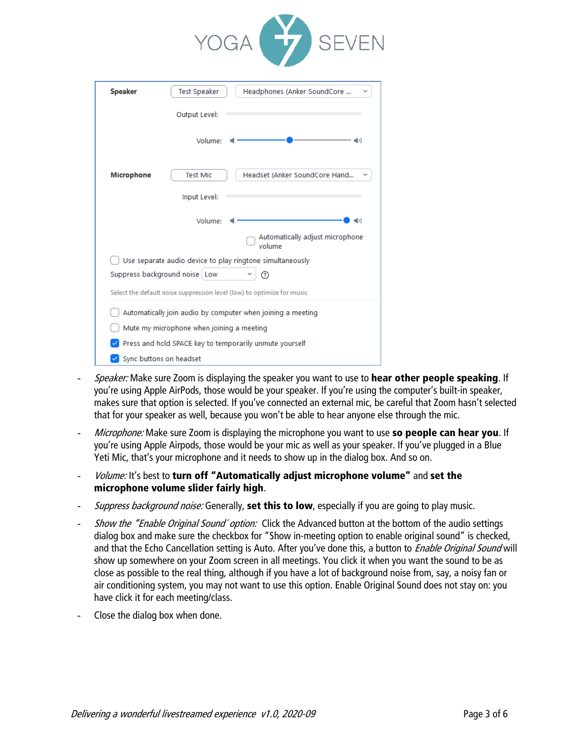- *Speaker:* Make sure Zoom is displaying the speaker you want to use to **hear other people speaking**. If you're using Apple AirPods, those would be your speaker. If you're using the computer's built-in speaker, makes sure that option is selected. If you've connected an external mic, be careful that Zoom hasn't selected that for your speaker as well, because you won't be able to hear anyone else through the mic.
- *Microphone:* Make sure Zoom is displaying the microphone you want to use **so people can hear you**. If you're using Apple Airpods, those would be your mic as well as your speaker. If you've plugged in a Blue Yeti Mic, that's your microphone and it needs to show up in the dialog box. And so on.
- *Volume:* It's best to **turn off "Automatically adjust microphone volume"** and **set the microphone volume slider fairly high**.
- *Suppress background noise:* Generally, **set this to low**, especially if you are going to play music.
- *Show the "Enable Original Sound´ option:* Click the Advanced button at the bottom of the audio settings dialog box and make sure the checkbox for "Show in-meeting option to enable original sound" is checked, and that the Echo Cancellation setting is Auto. After you've done this, a button to *Enable Original Sound* will show up somewhere on your Zoom screen in all meetings. You click it when you want the sound to be as close as possible to the real thing, although if you have a lot of background noise from, say, a noisy fan or air conditioning system, you may not want to use this option. Enable Original Sound does not stay on: you have click it for each meeting/class.
- Close the dialog box when done.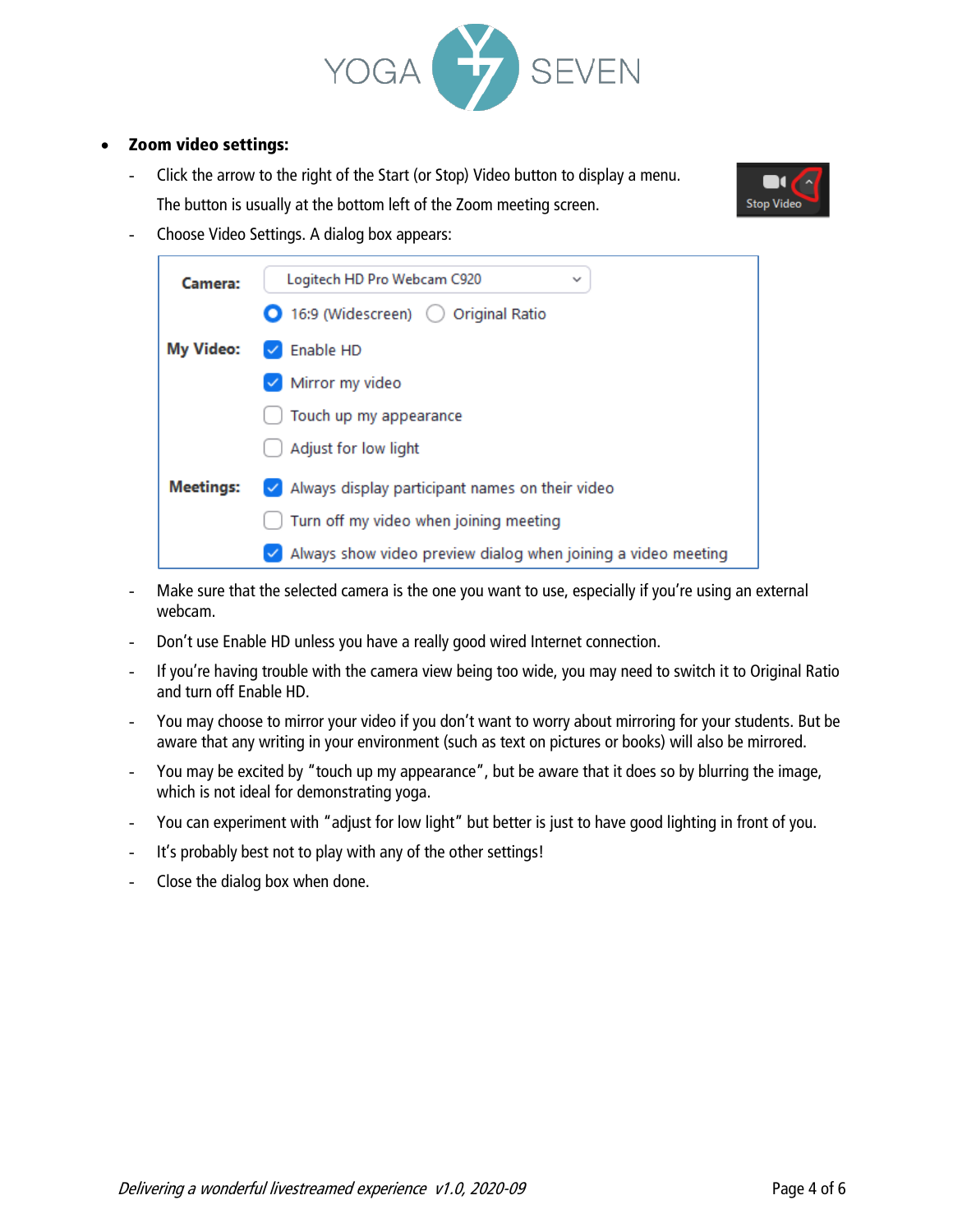- **Zoom video settings:**
  - Click the arrow to the right of the Start (or Stop) Video button to display a menu. The button is usually at the bottom left of the Zoom meeting screen.
  - Choose Video Settings. A dialog box appears:

| | |
|---|---|
| **Camera:** | Logitech HD Pro Webcam C920 |
| | ◉ 16:9 (Widescreen) ○ Original Ratio |
| **My Video:** | ☑ Enable HD |
| | ☑ Mirror my video |
| | ☐ Touch up my appearance |
| | ☐ Adjust for low light |
| **Meetings:** | ☑ Always display participant names on their video |
| | ☐ Turn off my video when joining meeting |
| | ☑ Always show video preview dialog when joining a video meeting |

  - Make sure that the selected camera is the one you want to use, especially if you're using an external webcam.
  - Don't use Enable HD unless you have a really good wired Internet connection.
  - If you're having trouble with the camera view being too wide, you may need to switch it to Original Ratio and turn off Enable HD.
  - You may choose to mirror your video if you don't want to worry about mirroring for your students. But be aware that any writing in your environment (such as text on pictures or books) will also be mirrored.
  - You may be excited by "touch up my appearance", but be aware that it does so by blurring the image, which is not ideal for demonstrating yoga.
  - You can experiment with "adjust for low light" but better is just to have good lighting in front of you.
  - It's probably best not to play with any of the other settings!
  - Close the dialog box when done.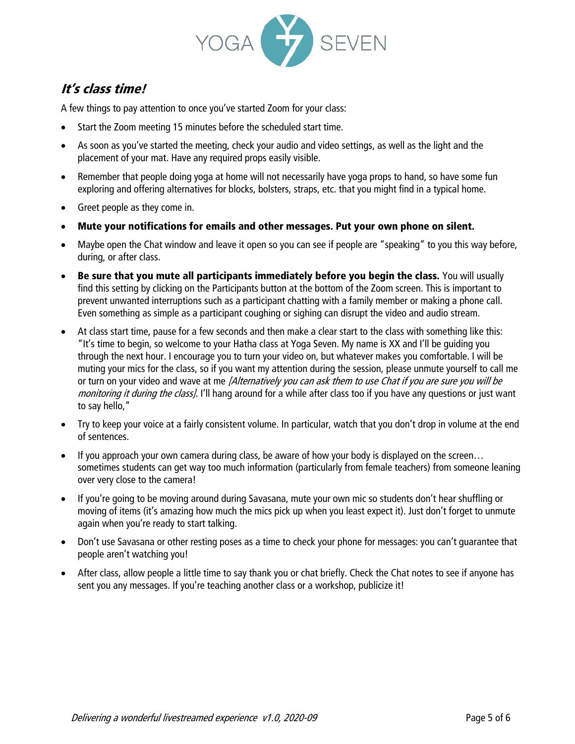## *It's class time!*

A few things to pay attention to once you've started Zoom for your class:

- Start the Zoom meeting 15 minutes before the scheduled start time.
- As soon as you've started the meeting, check your audio and video settings, as well as the light and the placement of your mat. Have any required props easily visible.
- Remember that people doing yoga at home will not necessarily have yoga props to hand, so have some fun exploring and offering alternatives for blocks, bolsters, straps, etc. that you might find in a typical home.
- Greet people as they come in.
- **Mute your notifications for emails and other messages. Put your own phone on silent.**
- Maybe open the Chat window and leave it open so you can see if people are "speaking" to you this way before, during, or after class.
- **Be sure that you mute all participants immediately before you begin the class.** You will usually find this setting by clicking on the Participants button at the bottom of the Zoom screen. This is important to prevent unwanted interruptions such as a participant chatting with a family member or making a phone call. Even something as simple as a participant coughing or sighing can disrupt the video and audio stream.
- At class start time, pause for a few seconds and then make a clear start to the class with something like this: "It's time to begin, so welcome to your Hatha class at Yoga Seven. My name is XX and I'll be guiding you through the next hour. I encourage you to turn your video on, but whatever makes you comfortable. I will be muting your mics for the class, so if you want my attention during the session, please unmute yourself to call me or turn on your video and wave at me *[Alternatively you can ask them to use Chat if you are sure you will be monitoring it during the class]*. I'll hang around for a while after class too if you have any questions or just want to say hello,"
- Try to keep your voice at a fairly consistent volume. In particular, watch that you don't drop in volume at the end of sentences.
- If you approach your own camera during class, be aware of how your body is displayed on the screen… sometimes students can get way too much information (particularly from female teachers) from someone leaning over very close to the camera!
- If you're going to be moving around during Savasana, mute your own mic so students don't hear shuffling or moving of items (it's amazing how much the mics pick up when you least expect it). Just don't forget to unmute again when you're ready to start talking.
- Don't use Savasana or other resting poses as a time to check your phone for messages: you can't guarantee that people aren't watching you!
- After class, allow people a little time to say thank you or chat briefly. Check the Chat notes to see if anyone has sent you any messages. If you're teaching another class or a workshop, publicize it!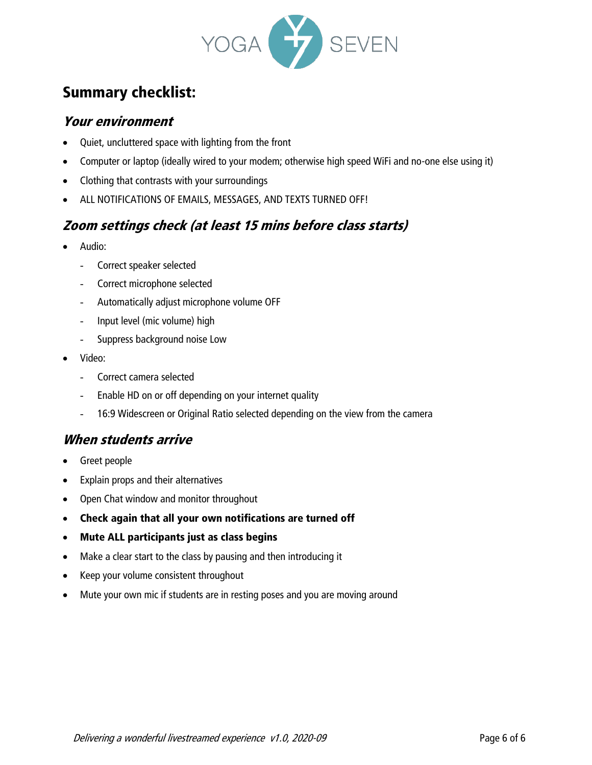## Summary checklist:

### *Your environment*

- Quiet, uncluttered space with lighting from the front
- Computer or laptop (ideally wired to your modem; otherwise high speed WiFi and no-one else using it)
- Clothing that contrasts with your surroundings
- ALL NOTIFICATIONS OF EMAILS, MESSAGES, AND TEXTS TURNED OFF!

### *Zoom settings check (at least 15 mins before class starts)*

- Audio:
  - Correct speaker selected
  - Correct microphone selected
  - Automatically adjust microphone volume OFF
  - Input level (mic volume) high
  - Suppress background noise Low
- Video:
  - Correct camera selected
  - Enable HD on or off depending on your internet quality
  - 16:9 Widescreen or Original Ratio selected depending on the view from the camera

### *When students arrive*

- Greet people
- Explain props and their alternatives
- Open Chat window and monitor throughout
- **Check again that all your own notifications are turned off**
- **Mute ALL participants just as class begins**
- Make a clear start to the class by pausing and then introducing it
- Keep your volume consistent throughout
- Mute your own mic if students are in resting poses and you are moving around